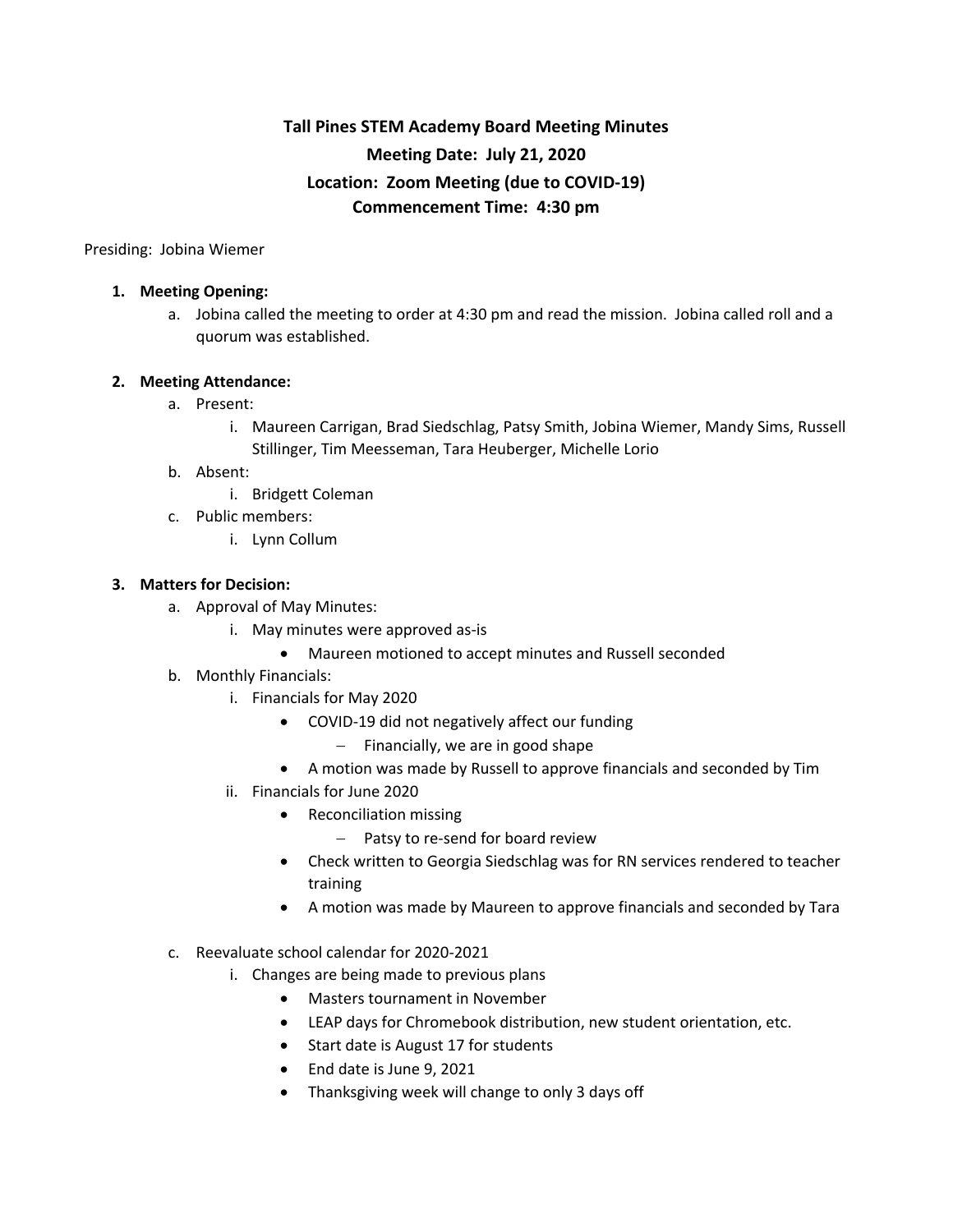# Tall Pines STEM Academy Board Meeting Minutes

## Meeting Date: July 21, 2020

## Location: Zoom Meeting (due to COVID-19)

## Commencement Time: 4:30 pm

Presiding: Jobina Wiemer

1. **Meeting Opening:**
    a. Jobina called the meeting to order at 4:30 pm and read the mission. Jobina called roll and a quorum was established.

2. **Meeting Attendance:**
    a. Present:
        i. Maureen Carrigan, Brad Siedschlag, Patsy Smith, Jobina Wiemer, Mandy Sims, Russell Stillinger, Tim Meesseman, Tara Heuberger, Michelle Lorio
    b. Absent:
        i. Bridgett Coleman
    c. Public members:
        i. Lynn Collum

3. **Matters for Decision:**
    a. Approval of May Minutes:
        i. May minutes were approved as-is
            - Maureen motioned to accept minutes and Russell seconded
    b. Monthly Financials:
        i. Financials for May 2020
            - COVID-19 did not negatively affect our funding
                - Financially, we are in good shape
            - A motion was made by Russell to approve financials and seconded by Tim
        ii. Financials for June 2020
            - Reconciliation missing
                - Patsy to re-send for board review
            - Check written to Georgia Siedschlag was for RN services rendered to teacher training
            - A motion was made by Maureen to approve financials and seconded by Tara
    c. Reevaluate school calendar for 2020-2021
        i. Changes are being made to previous plans
            - Masters tournament in November
            - LEAP days for Chromebook distribution, new student orientation, etc.
            - Start date is August 17 for students
            - End date is June 9, 2021
            - Thanksgiving week will change to only 3 days off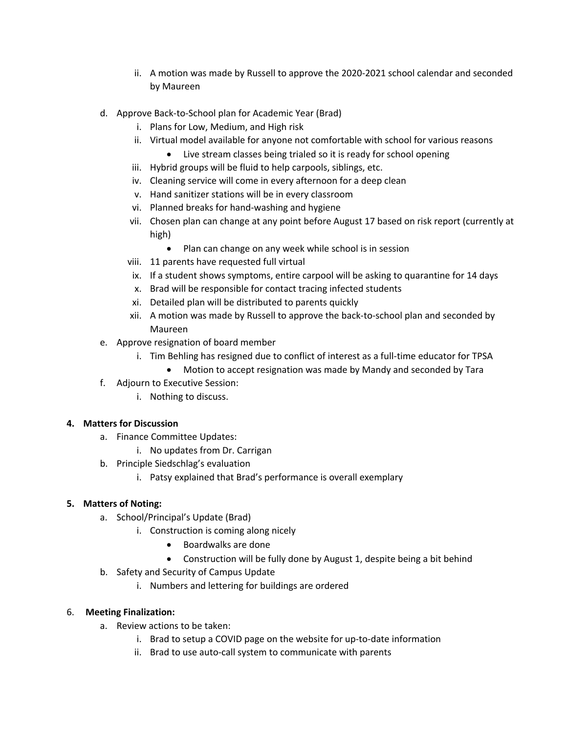ii. A motion was made by Russell to approve the 2020-2021 school calendar and seconded by Maureen

d. Approve Back-to-School plan for Academic Year (Brad)
  i. Plans for Low, Medium, and High risk
  ii. Virtual model available for anyone not comfortable with school for various reasons
    - Live stream classes being trialed so it is ready for school opening
  iii. Hybrid groups will be fluid to help carpools, siblings, etc.
  iv. Cleaning service will come in every afternoon for a deep clean
  v. Hand sanitizer stations will be in every classroom
  vi. Planned breaks for hand-washing and hygiene
  vii. Chosen plan can change at any point before August 17 based on risk report (currently at high)
    - Plan can change on any week while school is in session
  viii. 11 parents have requested full virtual
  ix. If a student shows symptoms, entire carpool will be asking to quarantine for 14 days
  x. Brad will be responsible for contact tracing infected students
  xi. Detailed plan will be distributed to parents quickly
  xii. A motion was made by Russell to approve the back-to-school plan and seconded by Maureen

e. Approve resignation of board member
  i. Tim Behling has resigned due to conflict of interest as a full-time educator for TPSA
    - Motion to accept resignation was made by Mandy and seconded by Tara

f. Adjourn to Executive Session:
  i. Nothing to discuss.

**4. Matters for Discussion**

a. Finance Committee Updates:
  i. No updates from Dr. Carrigan

b. Principle Siedschlag's evaluation
  i. Patsy explained that Brad's performance is overall exemplary

**5. Matters of Noting:**

a. School/Principal's Update (Brad)
  i. Construction is coming along nicely
    - Boardwalks are done
    - Construction will be fully done by August 1, despite being a bit behind

b. Safety and Security of Campus Update
  i. Numbers and lettering for buildings are ordered

6. **Meeting Finalization:**

a. Review actions to be taken:
  i. Brad to setup a COVID page on the website for up-to-date information
  ii. Brad to use auto-call system to communicate with parents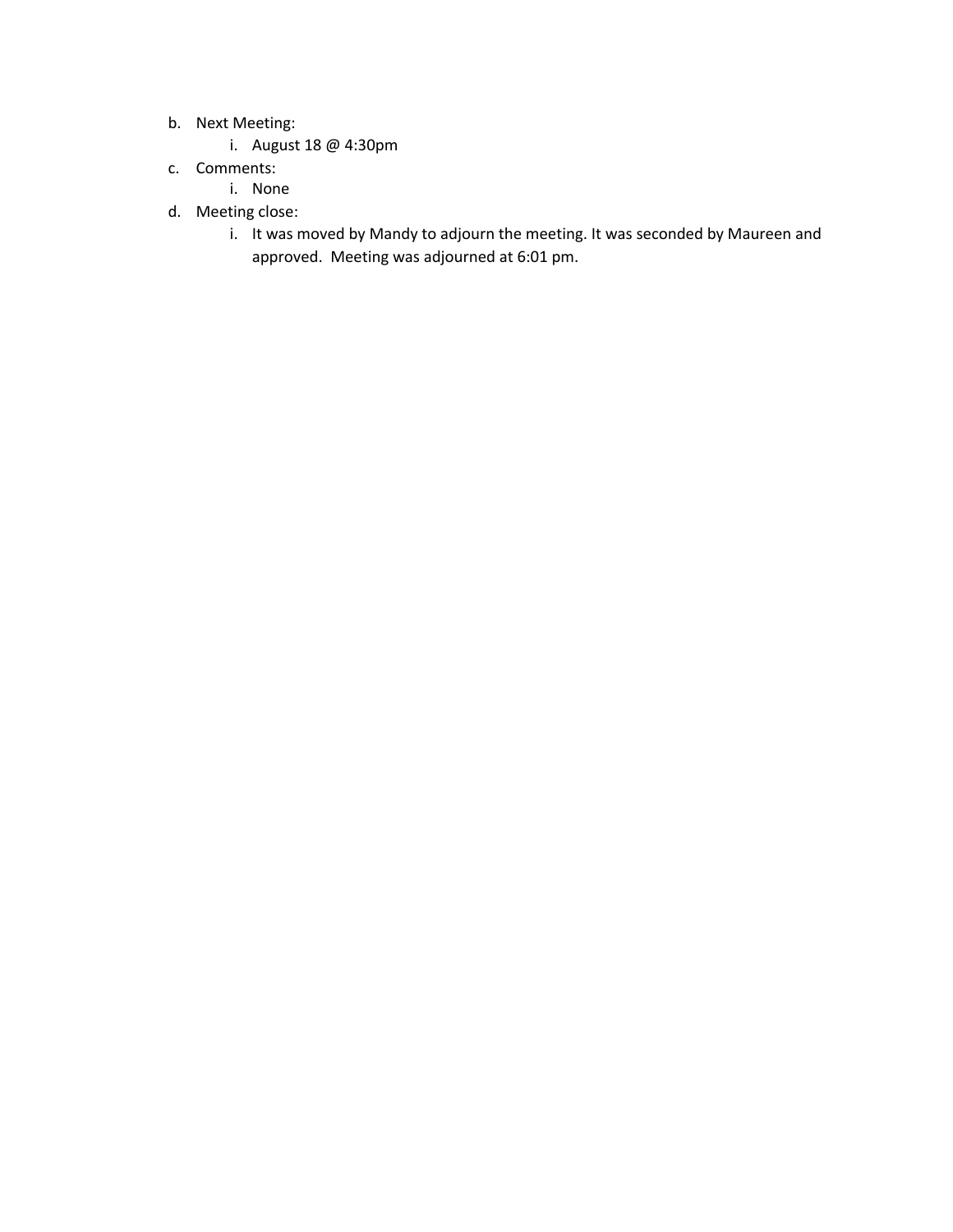b. Next Meeting:
    i. August 18 @ 4:30pm
c. Comments:
    i. None
d. Meeting close:
    i. It was moved by Mandy to adjourn the meeting. It was seconded by Maureen and approved. Meeting was adjourned at 6:01 pm.